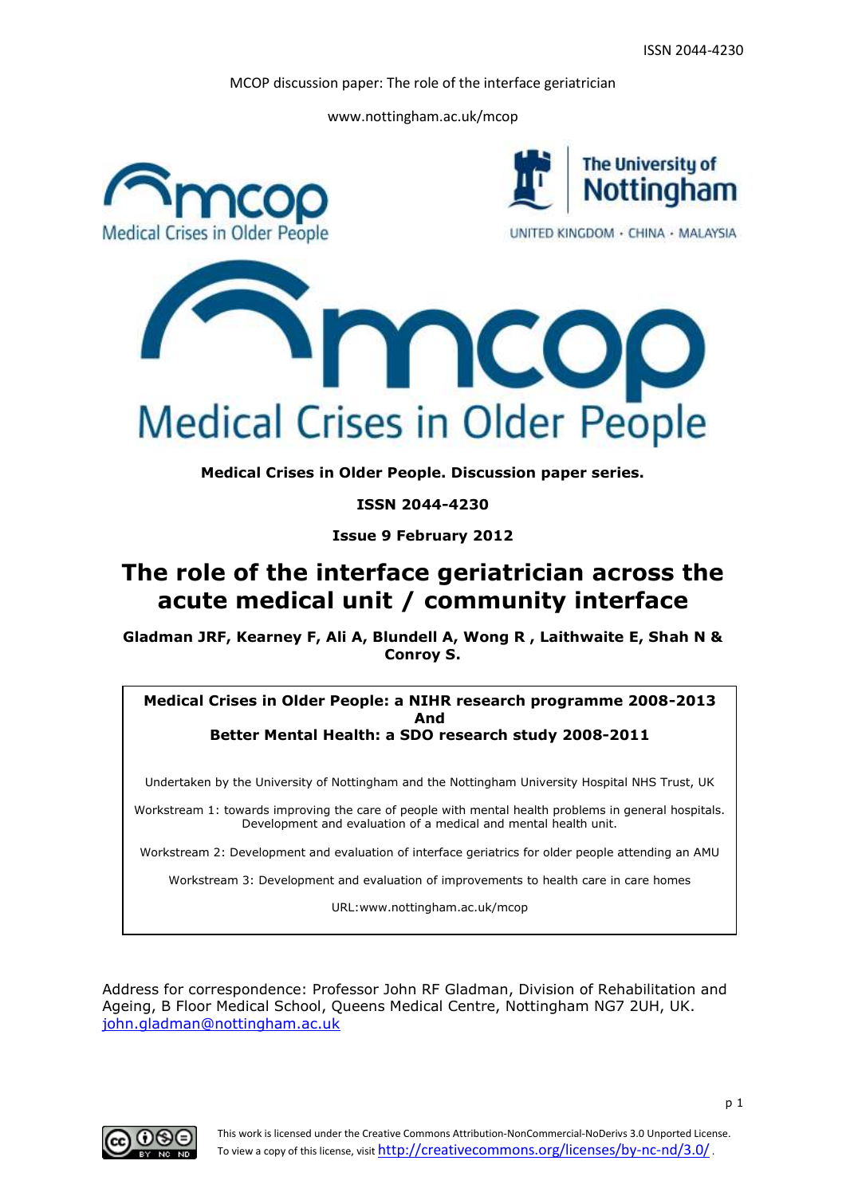ISSN 2044-4230

MCOP discussion paper: The role of the interface geriatrician

www.nottingham.ac.uk/mcop

**Medical Crises in Older People. Discussion paper series.**

**ISSN 2044-4230**

**Issue 9 February 2012**

# The role of the interface geriatrician across the acute medical unit / community interface

**Gladman JRF, Kearney F, Ali A, Blundell A, Wong R , Laithwaite E, Shah N & Conroy S.**

**Medical Crises in Older People: a NIHR research programme 2008-2013**
**And**
**Better Mental Health: a SDO research study 2008-2011**

Undertaken by the University of Nottingham and the Nottingham University Hospital NHS Trust, UK

Workstream 1: towards improving the care of people with mental health problems in general hospitals. Development and evaluation of a medical and mental health unit.

Workstream 2: Development and evaluation of interface geriatrics for older people attending an AMU

Workstream 3: Development and evaluation of improvements to health care in care homes

URL:www.nottingham.ac.uk/mcop

Address for correspondence: Professor John RF Gladman, Division of Rehabilitation and Ageing, B Floor Medical School, Queens Medical Centre, Nottingham NG7 2UH, UK. john.gladman@nottingham.ac.uk

This work is licensed under the Creative Commons Attribution-NonCommercial-NoDerivs 3.0 Unported License. To view a copy of this license, visit http://creativecommons.org/licenses/by-nc-nd/3.0/ .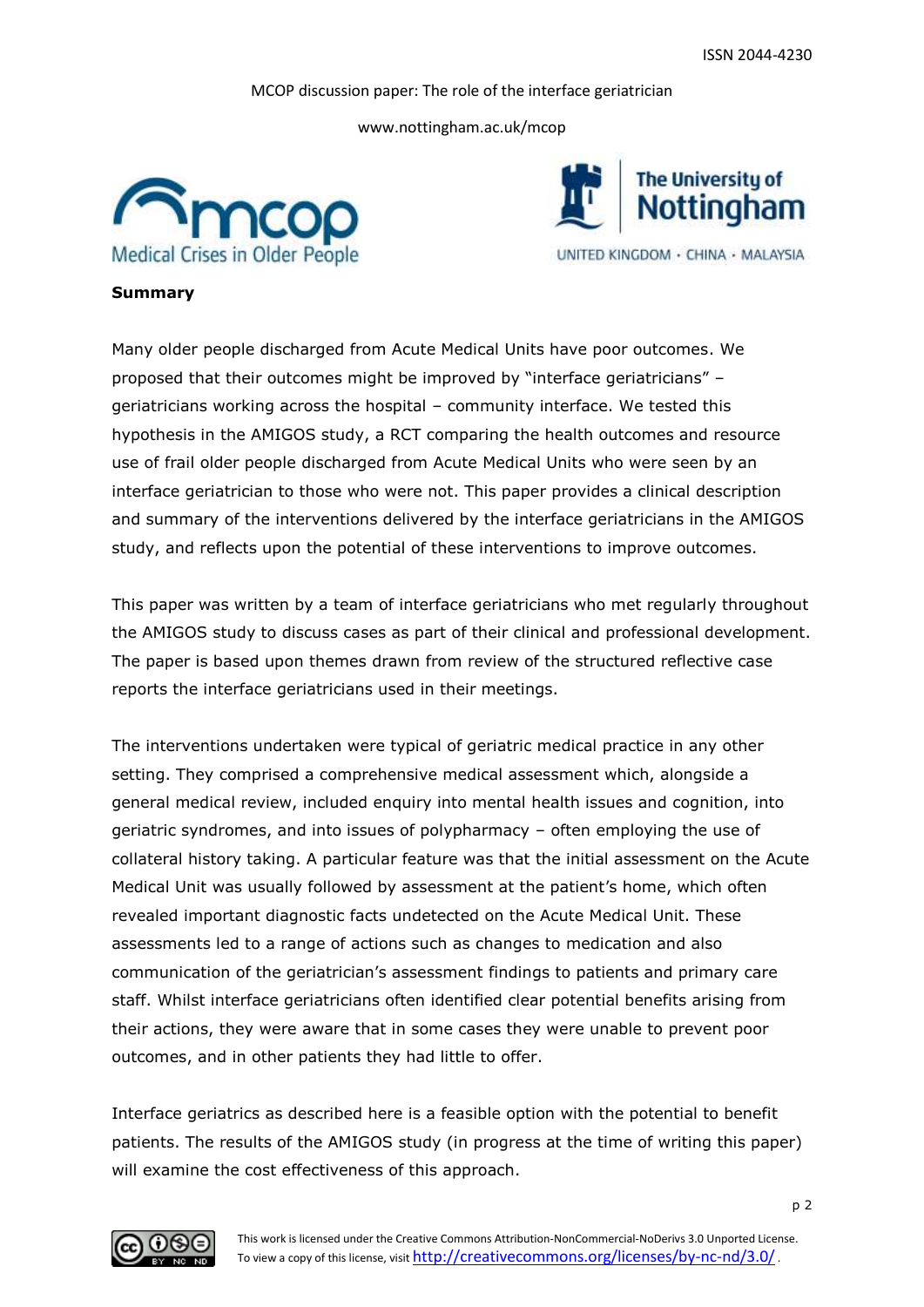**Summary**

Many older people discharged from Acute Medical Units have poor outcomes. We proposed that their outcomes might be improved by "interface geriatricians" – geriatricians working across the hospital – community interface. We tested this hypothesis in the AMIGOS study, a RCT comparing the health outcomes and resource use of frail older people discharged from Acute Medical Units who were seen by an interface geriatrician to those who were not. This paper provides a clinical description and summary of the interventions delivered by the interface geriatricians in the AMIGOS study, and reflects upon the potential of these interventions to improve outcomes.

This paper was written by a team of interface geriatricians who met regularly throughout the AMIGOS study to discuss cases as part of their clinical and professional development. The paper is based upon themes drawn from review of the structured reflective case reports the interface geriatricians used in their meetings.

The interventions undertaken were typical of geriatric medical practice in any other setting. They comprised a comprehensive medical assessment which, alongside a general medical review, included enquiry into mental health issues and cognition, into geriatric syndromes, and into issues of polypharmacy – often employing the use of collateral history taking. A particular feature was that the initial assessment on the Acute Medical Unit was usually followed by assessment at the patient's home, which often revealed important diagnostic facts undetected on the Acute Medical Unit. These assessments led to a range of actions such as changes to medication and also communication of the geriatrician's assessment findings to patients and primary care staff. Whilst interface geriatricians often identified clear potential benefits arising from their actions, they were aware that in some cases they were unable to prevent poor outcomes, and in other patients they had little to offer.

Interface geriatrics as described here is a feasible option with the potential to benefit patients. The results of the AMIGOS study (in progress at the time of writing this paper) will examine the cost effectiveness of this approach.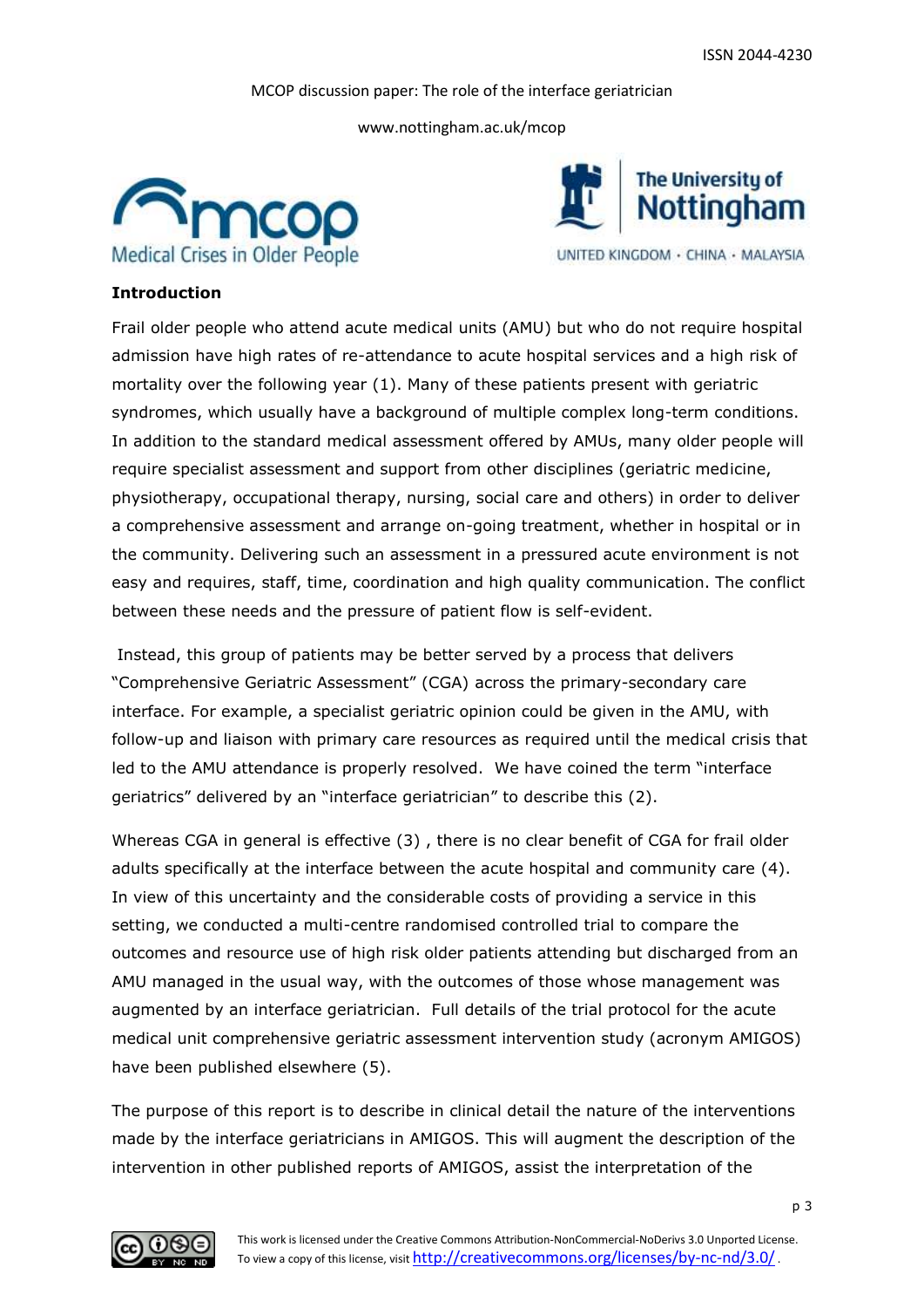## Introduction

Frail older people who attend acute medical units (AMU) but who do not require hospital admission have high rates of re-attendance to acute hospital services and a high risk of mortality over the following year (1). Many of these patients present with geriatric syndromes, which usually have a background of multiple complex long-term conditions. In addition to the standard medical assessment offered by AMUs, many older people will require specialist assessment and support from other disciplines (geriatric medicine, physiotherapy, occupational therapy, nursing, social care and others) in order to deliver a comprehensive assessment and arrange on-going treatment, whether in hospital or in the community. Delivering such an assessment in a pressured acute environment is not easy and requires, staff, time, coordination and high quality communication. The conflict between these needs and the pressure of patient flow is self-evident.

Instead, this group of patients may be better served by a process that delivers "Comprehensive Geriatric Assessment" (CGA) across the primary-secondary care interface. For example, a specialist geriatric opinion could be given in the AMU, with follow-up and liaison with primary care resources as required until the medical crisis that led to the AMU attendance is properly resolved. We have coined the term "interface geriatrics" delivered by an "interface geriatrician" to describe this (2).

Whereas CGA in general is effective (3) , there is no clear benefit of CGA for frail older adults specifically at the interface between the acute hospital and community care (4). In view of this uncertainty and the considerable costs of providing a service in this setting, we conducted a multi-centre randomised controlled trial to compare the outcomes and resource use of high risk older patients attending but discharged from an AMU managed in the usual way, with the outcomes of those whose management was augmented by an interface geriatrician. Full details of the trial protocol for the acute medical unit comprehensive geriatric assessment intervention study (acronym AMIGOS) have been published elsewhere (5).

The purpose of this report is to describe in clinical detail the nature of the interventions made by the interface geriatricians in AMIGOS. This will augment the description of the intervention in other published reports of AMIGOS, assist the interpretation of the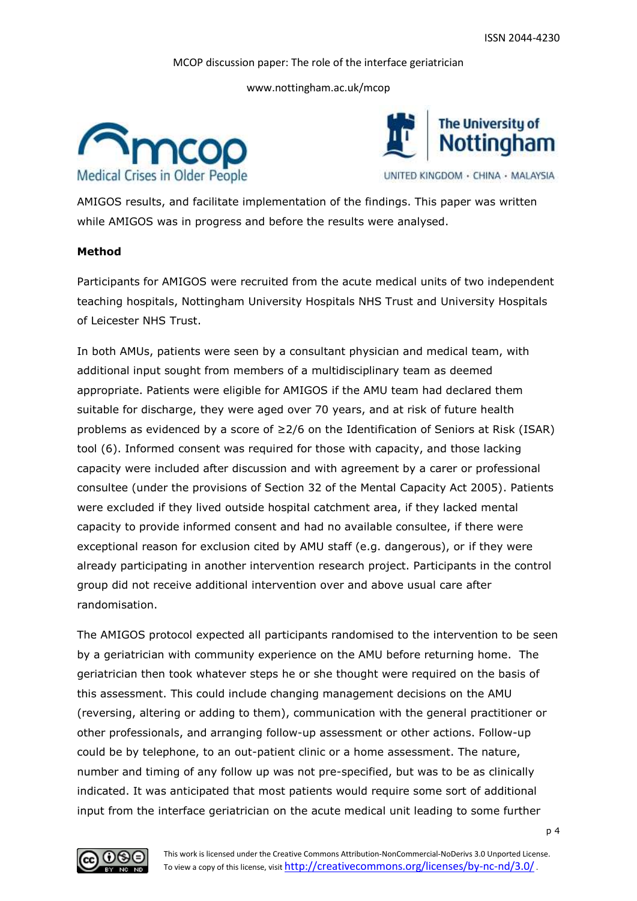AMIGOS results, and facilitate implementation of the findings. This paper was written while AMIGOS was in progress and before the results were analysed.

**Method**

Participants for AMIGOS were recruited from the acute medical units of two independent teaching hospitals, Nottingham University Hospitals NHS Trust and University Hospitals of Leicester NHS Trust.

In both AMUs, patients were seen by a consultant physician and medical team, with additional input sought from members of a multidisciplinary team as deemed appropriate. Patients were eligible for AMIGOS if the AMU team had declared them suitable for discharge, they were aged over 70 years, and at risk of future health problems as evidenced by a score of ≥2/6 on the Identification of Seniors at Risk (ISAR) tool (6). Informed consent was required for those with capacity, and those lacking capacity were included after discussion and with agreement by a carer or professional consultee (under the provisions of Section 32 of the Mental Capacity Act 2005). Patients were excluded if they lived outside hospital catchment area, if they lacked mental capacity to provide informed consent and had no available consultee, if there were exceptional reason for exclusion cited by AMU staff (e.g. dangerous), or if they were already participating in another intervention research project. Participants in the control group did not receive additional intervention over and above usual care after randomisation.

The AMIGOS protocol expected all participants randomised to the intervention to be seen by a geriatrician with community experience on the AMU before returning home. The geriatrician then took whatever steps he or she thought were required on the basis of this assessment. This could include changing management decisions on the AMU (reversing, altering or adding to them), communication with the general practitioner or other professionals, and arranging follow-up assessment or other actions. Follow-up could be by telephone, to an out-patient clinic or a home assessment. The nature, number and timing of any follow up was not pre-specified, but was to be as clinically indicated. It was anticipated that most patients would require some sort of additional input from the interface geriatrician on the acute medical unit leading to some further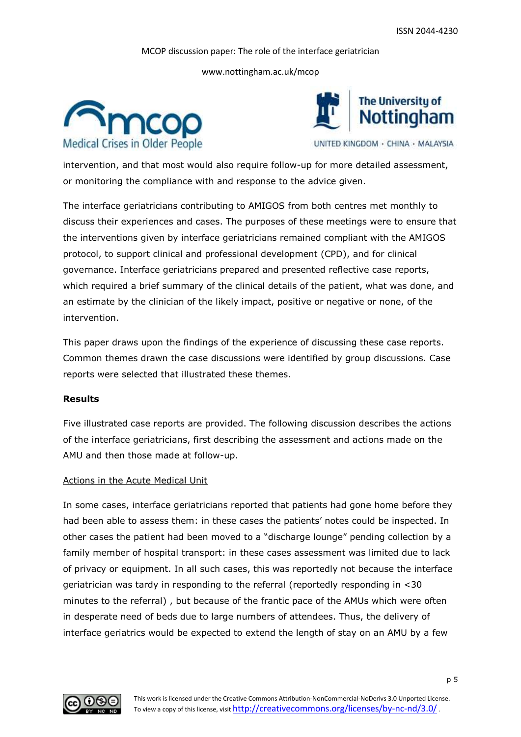intervention, and that most would also require follow-up for more detailed assessment, or monitoring the compliance with and response to the advice given.

The interface geriatricians contributing to AMIGOS from both centres met monthly to discuss their experiences and cases. The purposes of these meetings were to ensure that the interventions given by interface geriatricians remained compliant with the AMIGOS protocol, to support clinical and professional development (CPD), and for clinical governance. Interface geriatricians prepared and presented reflective case reports, which required a brief summary of the clinical details of the patient, what was done, and an estimate by the clinician of the likely impact, positive or negative or none, of the intervention.

This paper draws upon the findings of the experience of discussing these case reports. Common themes drawn the case discussions were identified by group discussions. Case reports were selected that illustrated these themes.

**Results**

Five illustrated case reports are provided. The following discussion describes the actions of the interface geriatricians, first describing the assessment and actions made on the AMU and then those made at follow-up.

Actions in the Acute Medical Unit

In some cases, interface geriatricians reported that patients had gone home before they had been able to assess them: in these cases the patients' notes could be inspected. In other cases the patient had been moved to a "discharge lounge" pending collection by a family member of hospital transport: in these cases assessment was limited due to lack of privacy or equipment. In all such cases, this was reportedly not because the interface geriatrician was tardy in responding to the referral (reportedly responding in <30 minutes to the referral) , but because of the frantic pace of the AMUs which were often in desperate need of beds due to large numbers of attendees. Thus, the delivery of interface geriatrics would be expected to extend the length of stay on an AMU by a few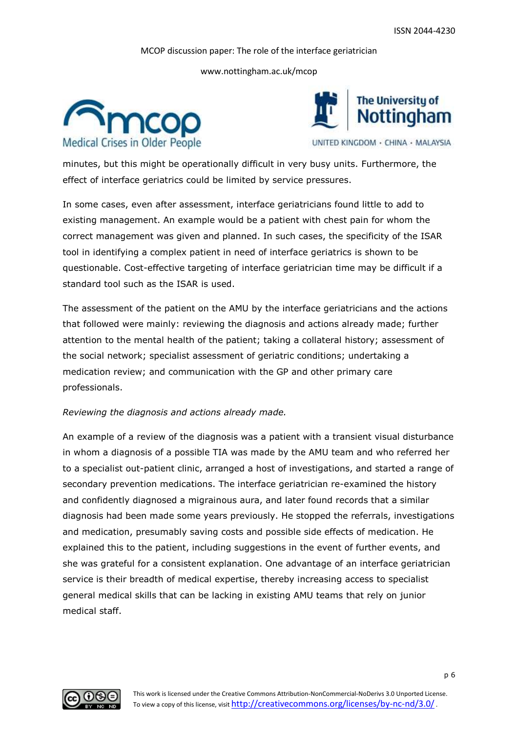minutes, but this might be operationally difficult in very busy units. Furthermore, the effect of interface geriatrics could be limited by service pressures.

In some cases, even after assessment, interface geriatricians found little to add to existing management. An example would be a patient with chest pain for whom the correct management was given and planned. In such cases, the specificity of the ISAR tool in identifying a complex patient in need of interface geriatrics is shown to be questionable. Cost-effective targeting of interface geriatrician time may be difficult if a standard tool such as the ISAR is used.

The assessment of the patient on the AMU by the interface geriatricians and the actions that followed were mainly: reviewing the diagnosis and actions already made; further attention to the mental health of the patient; taking a collateral history; assessment of the social network; specialist assessment of geriatric conditions; undertaking a medication review; and communication with the GP and other primary care professionals.

*Reviewing the diagnosis and actions already made.*

An example of a review of the diagnosis was a patient with a transient visual disturbance in whom a diagnosis of a possible TIA was made by the AMU team and who referred her to a specialist out-patient clinic, arranged a host of investigations, and started a range of secondary prevention medications. The interface geriatrician re-examined the history and confidently diagnosed a migrainous aura, and later found records that a similar diagnosis had been made some years previously. He stopped the referrals, investigations and medication, presumably saving costs and possible side effects of medication. He explained this to the patient, including suggestions in the event of further events, and she was grateful for a consistent explanation. One advantage of an interface geriatrician service is their breadth of medical expertise, thereby increasing access to specialist general medical skills that can be lacking in existing AMU teams that rely on junior medical staff.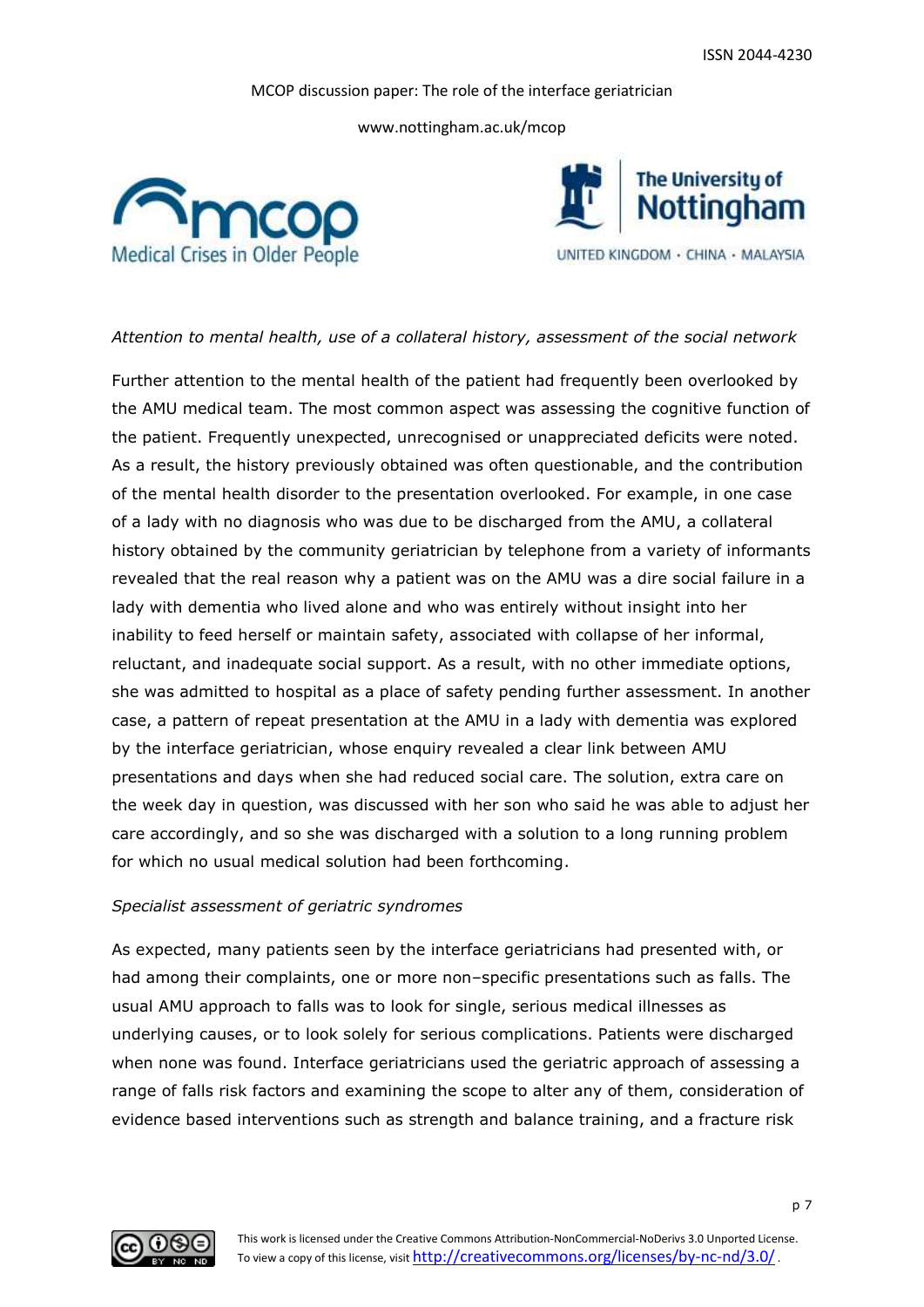*Attention to mental health, use of a collateral history, assessment of the social network*

Further attention to the mental health of the patient had frequently been overlooked by the AMU medical team. The most common aspect was assessing the cognitive function of the patient. Frequently unexpected, unrecognised or unappreciated deficits were noted. As a result, the history previously obtained was often questionable, and the contribution of the mental health disorder to the presentation overlooked. For example, in one case of a lady with no diagnosis who was due to be discharged from the AMU, a collateral history obtained by the community geriatrician by telephone from a variety of informants revealed that the real reason why a patient was on the AMU was a dire social failure in a lady with dementia who lived alone and who was entirely without insight into her inability to feed herself or maintain safety, associated with collapse of her informal, reluctant, and inadequate social support. As a result, with no other immediate options, she was admitted to hospital as a place of safety pending further assessment. In another case, a pattern of repeat presentation at the AMU in a lady with dementia was explored by the interface geriatrician, whose enquiry revealed a clear link between AMU presentations and days when she had reduced social care. The solution, extra care on the week day in question, was discussed with her son who said he was able to adjust her care accordingly, and so she was discharged with a solution to a long running problem for which no usual medical solution had been forthcoming.

*Specialist assessment of geriatric syndromes*

As expected, many patients seen by the interface geriatricians had presented with, or had among their complaints, one or more non–specific presentations such as falls. The usual AMU approach to falls was to look for single, serious medical illnesses as underlying causes, or to look solely for serious complications. Patients were discharged when none was found. Interface geriatricians used the geriatric approach of assessing a range of falls risk factors and examining the scope to alter any of them, consideration of evidence based interventions such as strength and balance training, and a fracture risk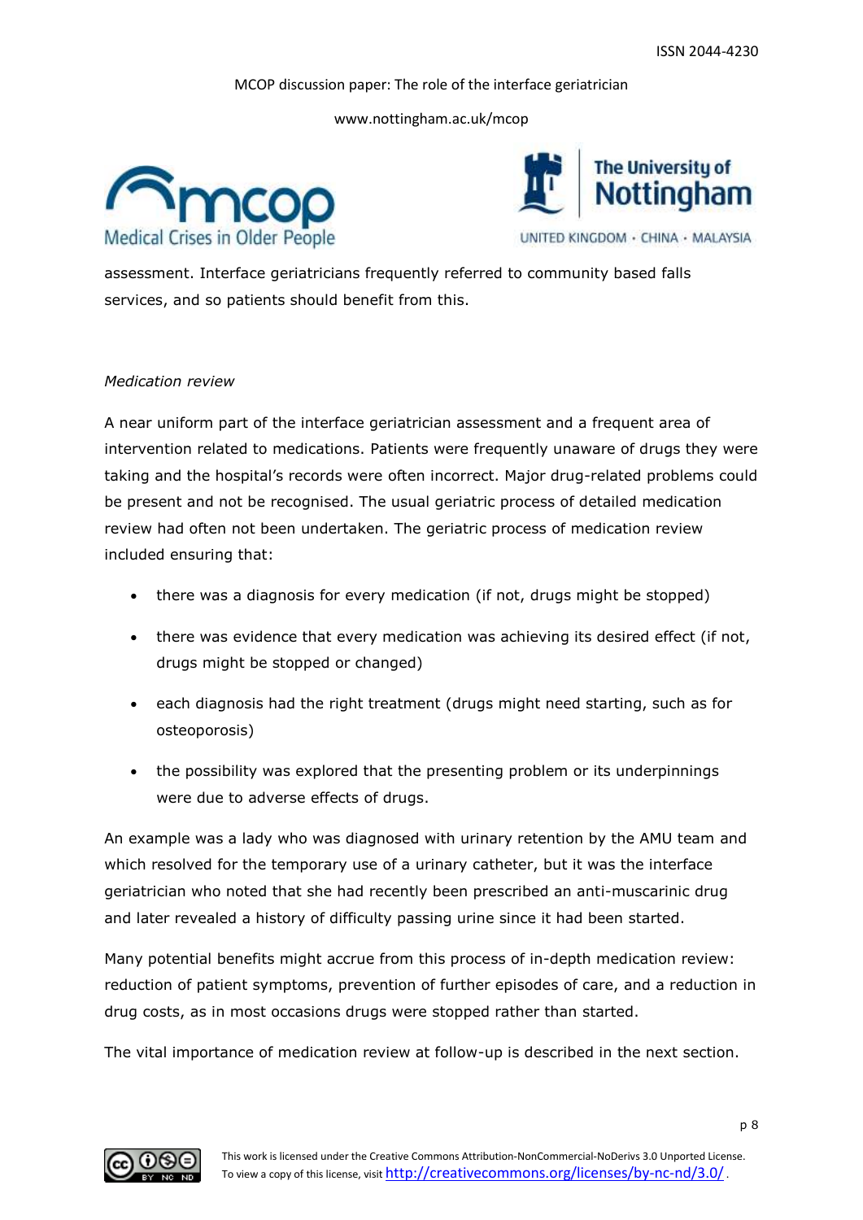assessment. Interface geriatricians frequently referred to community based falls services, and so patients should benefit from this.

*Medication review*

A near uniform part of the interface geriatrician assessment and a frequent area of intervention related to medications. Patients were frequently unaware of drugs they were taking and the hospital's records were often incorrect. Major drug-related problems could be present and not be recognised. The usual geriatric process of detailed medication review had often not been undertaken. The geriatric process of medication review included ensuring that:

- there was a diagnosis for every medication (if not, drugs might be stopped)
- there was evidence that every medication was achieving its desired effect (if not, drugs might be stopped or changed)
- each diagnosis had the right treatment (drugs might need starting, such as for osteoporosis)
- the possibility was explored that the presenting problem or its underpinnings were due to adverse effects of drugs.

An example was a lady who was diagnosed with urinary retention by the AMU team and which resolved for the temporary use of a urinary catheter, but it was the interface geriatrician who noted that she had recently been prescribed an anti-muscarinic drug and later revealed a history of difficulty passing urine since it had been started.

Many potential benefits might accrue from this process of in-depth medication review: reduction of patient symptoms, prevention of further episodes of care, and a reduction in drug costs, as in most occasions drugs were stopped rather than started.

The vital importance of medication review at follow-up is described in the next section.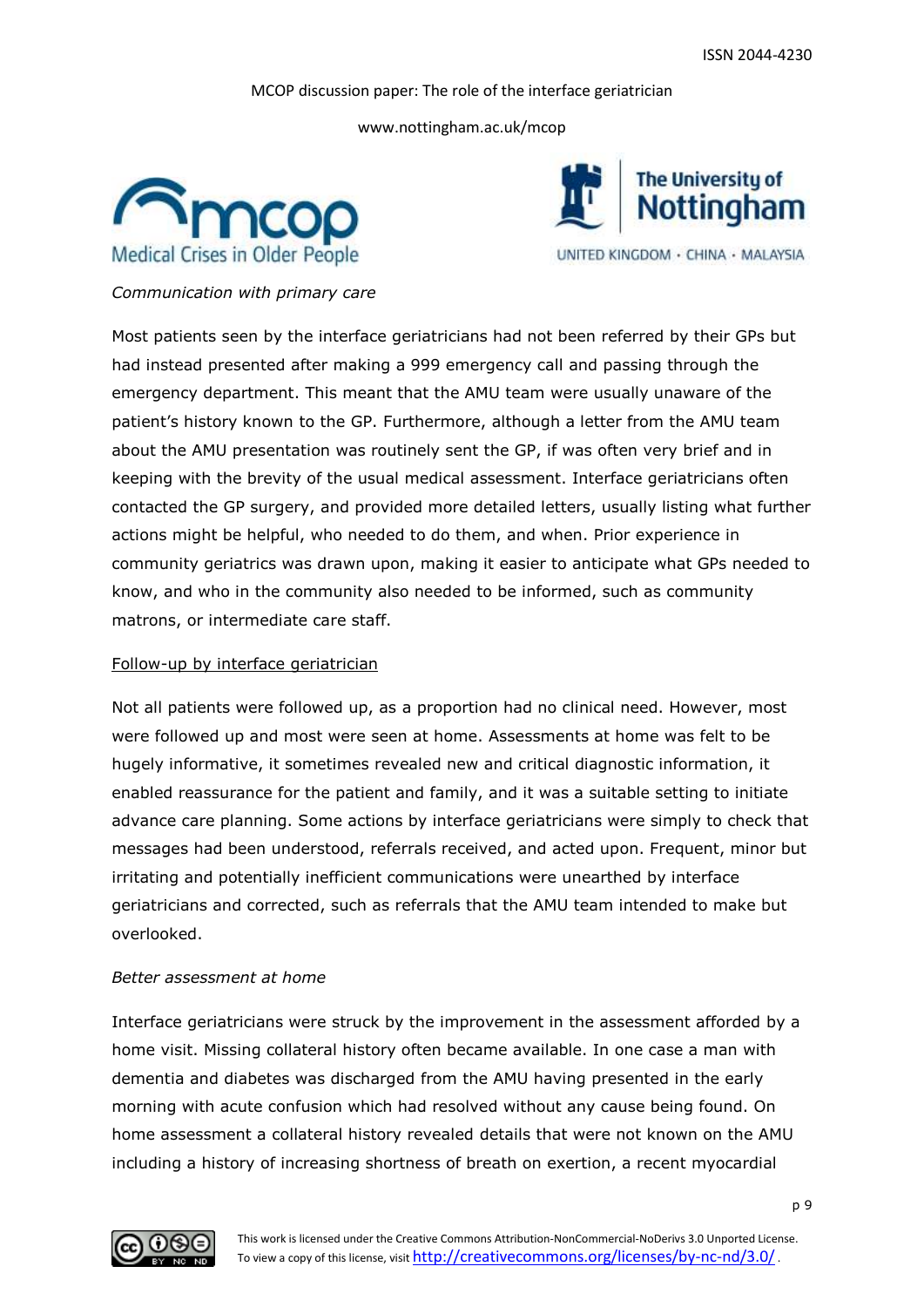*Communication with primary care*

Most patients seen by the interface geriatricians had not been referred by their GPs but had instead presented after making a 999 emergency call and passing through the emergency department. This meant that the AMU team were usually unaware of the patient's history known to the GP. Furthermore, although a letter from the AMU team about the AMU presentation was routinely sent the GP, if was often very brief and in keeping with the brevity of the usual medical assessment. Interface geriatricians often contacted the GP surgery, and provided more detailed letters, usually listing what further actions might be helpful, who needed to do them, and when. Prior experience in community geriatrics was drawn upon, making it easier to anticipate what GPs needed to know, and who in the community also needed to be informed, such as community matrons, or intermediate care staff.

<u>Follow-up by interface geriatrician</u>

Not all patients were followed up, as a proportion had no clinical need. However, most were followed up and most were seen at home. Assessments at home was felt to be hugely informative, it sometimes revealed new and critical diagnostic information, it enabled reassurance for the patient and family, and it was a suitable setting to initiate advance care planning. Some actions by interface geriatricians were simply to check that messages had been understood, referrals received, and acted upon. Frequent, minor but irritating and potentially inefficient communications were unearthed by interface geriatricians and corrected, such as referrals that the AMU team intended to make but overlooked.

*Better assessment at home*

Interface geriatricians were struck by the improvement in the assessment afforded by a home visit. Missing collateral history often became available. In one case a man with dementia and diabetes was discharged from the AMU having presented in the early morning with acute confusion which had resolved without any cause being found. On home assessment a collateral history revealed details that were not known on the AMU including a history of increasing shortness of breath on exertion, a recent myocardial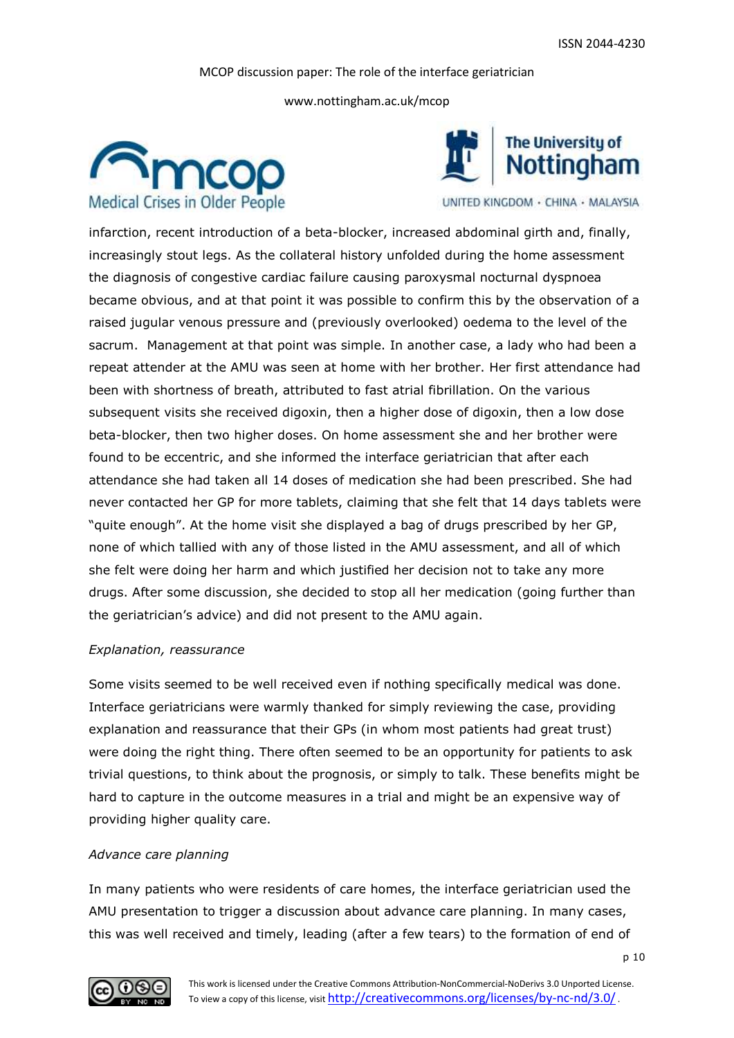infarction, recent introduction of a beta-blocker, increased abdominal girth and, finally, increasingly stout legs. As the collateral history unfolded during the home assessment the diagnosis of congestive cardiac failure causing paroxysmal nocturnal dyspnoea became obvious, and at that point it was possible to confirm this by the observation of a raised jugular venous pressure and (previously overlooked) oedema to the level of the sacrum. Management at that point was simple. In another case, a lady who had been a repeat attender at the AMU was seen at home with her brother. Her first attendance had been with shortness of breath, attributed to fast atrial fibrillation. On the various subsequent visits she received digoxin, then a higher dose of digoxin, then a low dose beta-blocker, then two higher doses. On home assessment she and her brother were found to be eccentric, and she informed the interface geriatrician that after each attendance she had taken all 14 doses of medication she had been prescribed. She had never contacted her GP for more tablets, claiming that she felt that 14 days tablets were "quite enough". At the home visit she displayed a bag of drugs prescribed by her GP, none of which tallied with any of those listed in the AMU assessment, and all of which she felt were doing her harm and which justified her decision not to take any more drugs. After some discussion, she decided to stop all her medication (going further than the geriatrician's advice) and did not present to the AMU again.

*Explanation, reassurance*

Some visits seemed to be well received even if nothing specifically medical was done. Interface geriatricians were warmly thanked for simply reviewing the case, providing explanation and reassurance that their GPs (in whom most patients had great trust) were doing the right thing. There often seemed to be an opportunity for patients to ask trivial questions, to think about the prognosis, or simply to talk. These benefits might be hard to capture in the outcome measures in a trial and might be an expensive way of providing higher quality care.

*Advance care planning*

In many patients who were residents of care homes, the interface geriatrician used the AMU presentation to trigger a discussion about advance care planning. In many cases, this was well received and timely, leading (after a few tears) to the formation of end of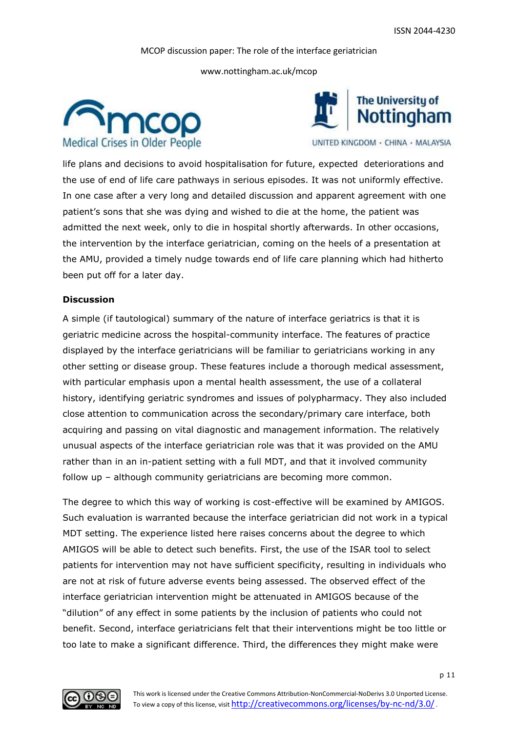life plans and decisions to avoid hospitalisation for future, expected deteriorations and the use of end of life care pathways in serious episodes. It was not uniformly effective. In one case after a very long and detailed discussion and apparent agreement with one patient's sons that she was dying and wished to die at the home, the patient was admitted the next week, only to die in hospital shortly afterwards. In other occasions, the intervention by the interface geriatrician, coming on the heels of a presentation at the AMU, provided a timely nudge towards end of life care planning which had hitherto been put off for a later day.

**Discussion**

A simple (if tautological) summary of the nature of interface geriatrics is that it is geriatric medicine across the hospital-community interface. The features of practice displayed by the interface geriatricians will be familiar to geriatricians working in any other setting or disease group. These features include a thorough medical assessment, with particular emphasis upon a mental health assessment, the use of a collateral history, identifying geriatric syndromes and issues of polypharmacy. They also included close attention to communication across the secondary/primary care interface, both acquiring and passing on vital diagnostic and management information. The relatively unusual aspects of the interface geriatrician role was that it was provided on the AMU rather than in an in-patient setting with a full MDT, and that it involved community follow up – although community geriatricians are becoming more common.

The degree to which this way of working is cost-effective will be examined by AMIGOS. Such evaluation is warranted because the interface geriatrician did not work in a typical MDT setting. The experience listed here raises concerns about the degree to which AMIGOS will be able to detect such benefits. First, the use of the ISAR tool to select patients for intervention may not have sufficient specificity, resulting in individuals who are not at risk of future adverse events being assessed. The observed effect of the interface geriatrician intervention might be attenuated in AMIGOS because of the "dilution" of any effect in some patients by the inclusion of patients who could not benefit. Second, interface geriatricians felt that their interventions might be too little or too late to make a significant difference. Third, the differences they might make were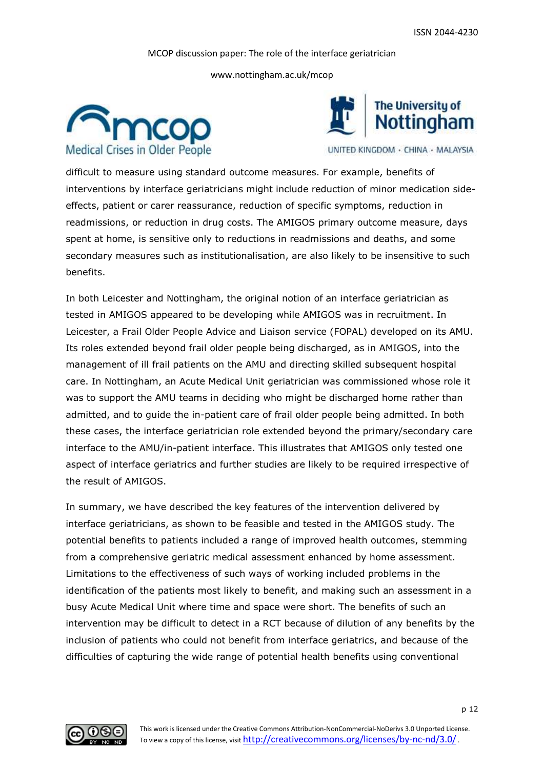difficult to measure using standard outcome measures. For example, benefits of interventions by interface geriatricians might include reduction of minor medication side-effects, patient or carer reassurance, reduction of specific symptoms, reduction in readmissions, or reduction in drug costs. The AMIGOS primary outcome measure, days spent at home, is sensitive only to reductions in readmissions and deaths, and some secondary measures such as institutionalisation, are also likely to be insensitive to such benefits.

In both Leicester and Nottingham, the original notion of an interface geriatrician as tested in AMIGOS appeared to be developing while AMIGOS was in recruitment. In Leicester, a Frail Older People Advice and Liaison service (FOPAL) developed on its AMU. Its roles extended beyond frail older people being discharged, as in AMIGOS, into the management of ill frail patients on the AMU and directing skilled subsequent hospital care. In Nottingham, an Acute Medical Unit geriatrician was commissioned whose role it was to support the AMU teams in deciding who might be discharged home rather than admitted, and to guide the in-patient care of frail older people being admitted. In both these cases, the interface geriatrician role extended beyond the primary/secondary care interface to the AMU/in-patient interface. This illustrates that AMIGOS only tested one aspect of interface geriatrics and further studies are likely to be required irrespective of the result of AMIGOS.

In summary, we have described the key features of the intervention delivered by interface geriatricians, as shown to be feasible and tested in the AMIGOS study. The potential benefits to patients included a range of improved health outcomes, stemming from a comprehensive geriatric medical assessment enhanced by home assessment. Limitations to the effectiveness of such ways of working included problems in the identification of the patients most likely to benefit, and making such an assessment in a busy Acute Medical Unit where time and space were short. The benefits of such an intervention may be difficult to detect in a RCT because of dilution of any benefits by the inclusion of patients who could not benefit from interface geriatrics, and because of the difficulties of capturing the wide range of potential health benefits using conventional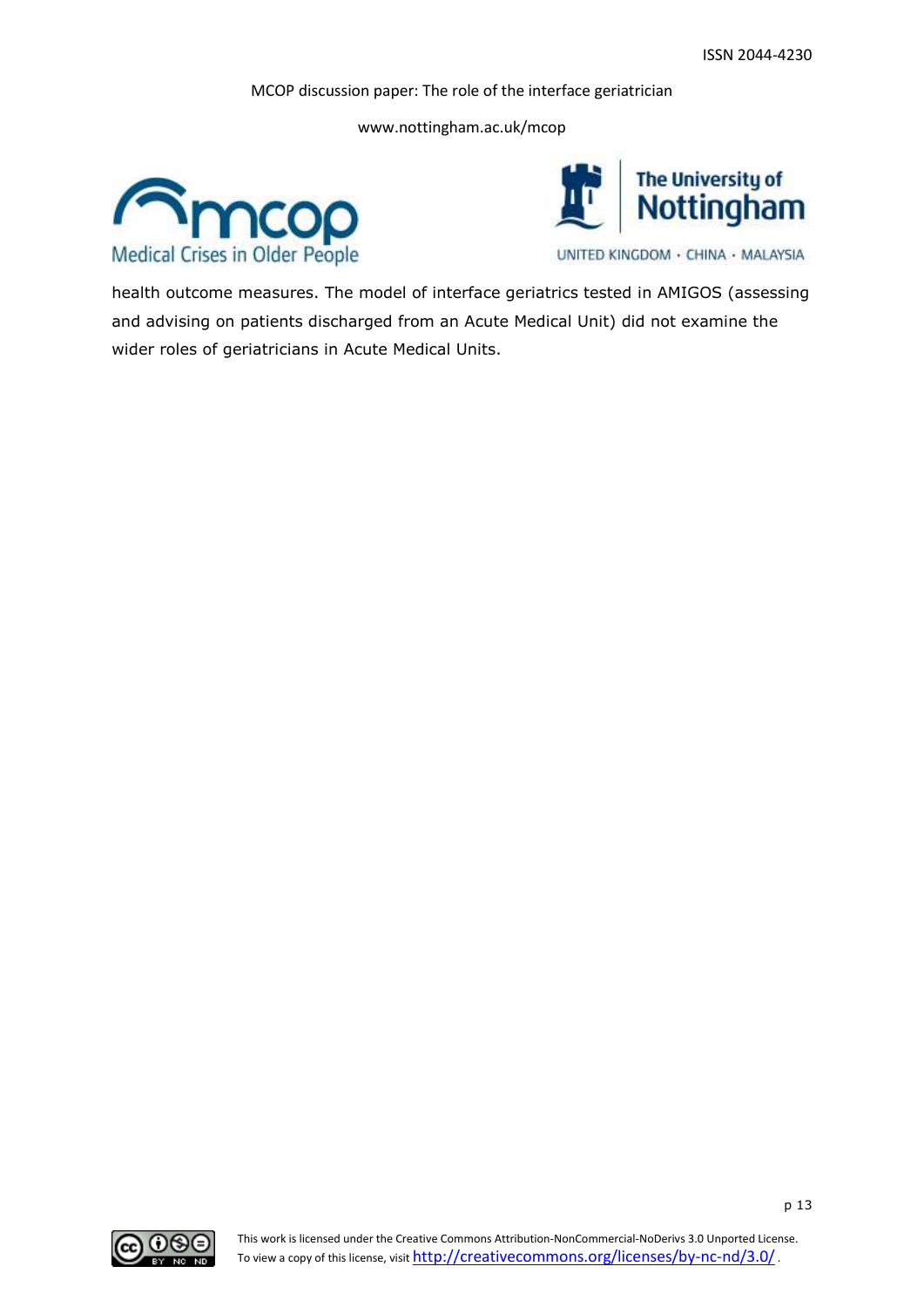health outcome measures. The model of interface geriatrics tested in AMIGOS (assessing and advising on patients discharged from an Acute Medical Unit) did not examine the wider roles of geriatricians in Acute Medical Units.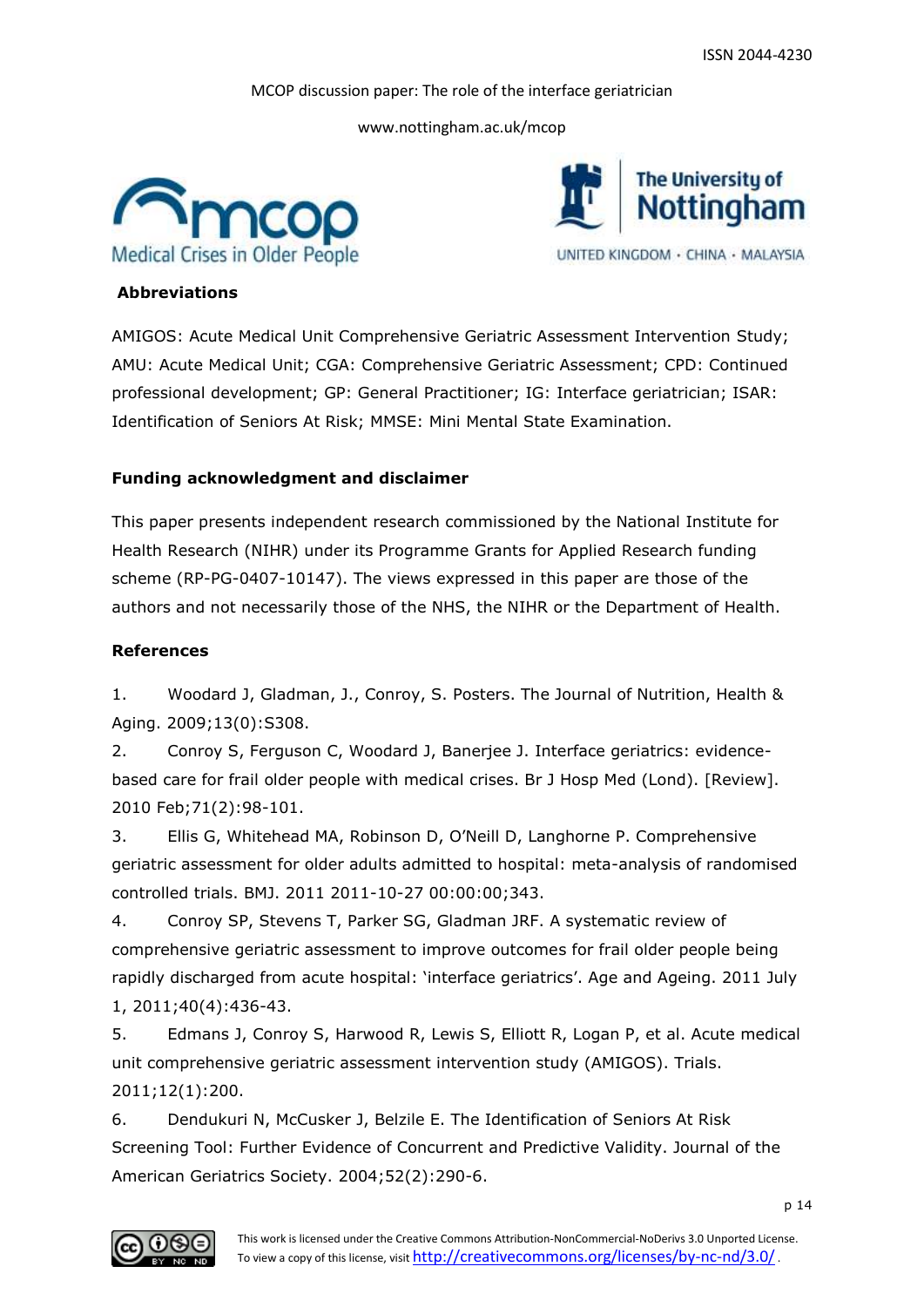## Abbreviations

AMIGOS: Acute Medical Unit Comprehensive Geriatric Assessment Intervention Study; AMU: Acute Medical Unit; CGA: Comprehensive Geriatric Assessment; CPD: Continued professional development; GP: General Practitioner; IG: Interface geriatrician; ISAR: Identification of Seniors At Risk; MMSE: Mini Mental State Examination.

## Funding acknowledgment and disclaimer

This paper presents independent research commissioned by the National Institute for Health Research (NIHR) under its Programme Grants for Applied Research funding scheme (RP-PG-0407-10147). The views expressed in this paper are those of the authors and not necessarily those of the NHS, the NIHR or the Department of Health.

## References

1. Woodard J, Gladman, J., Conroy, S. Posters. The Journal of Nutrition, Health & Aging. 2009;13(0):S308.
2. Conroy S, Ferguson C, Woodard J, Banerjee J. Interface geriatrics: evidence-based care for frail older people with medical crises. Br J Hosp Med (Lond). [Review]. 2010 Feb;71(2):98-101.
3. Ellis G, Whitehead MA, Robinson D, O'Neill D, Langhorne P. Comprehensive geriatric assessment for older adults admitted to hospital: meta-analysis of randomised controlled trials. BMJ. 2011 2011-10-27 00:00:00;343.
4. Conroy SP, Stevens T, Parker SG, Gladman JRF. A systematic review of comprehensive geriatric assessment to improve outcomes for frail older people being rapidly discharged from acute hospital: 'interface geriatrics'. Age and Ageing. 2011 July 1, 2011;40(4):436-43.
5. Edmans J, Conroy S, Harwood R, Lewis S, Elliott R, Logan P, et al. Acute medical unit comprehensive geriatric assessment intervention study (AMIGOS). Trials. 2011;12(1):200.
6. Dendukuri N, McCusker J, Belzile E. The Identification of Seniors At Risk Screening Tool: Further Evidence of Concurrent and Predictive Validity. Journal of the American Geriatrics Society. 2004;52(2):290-6.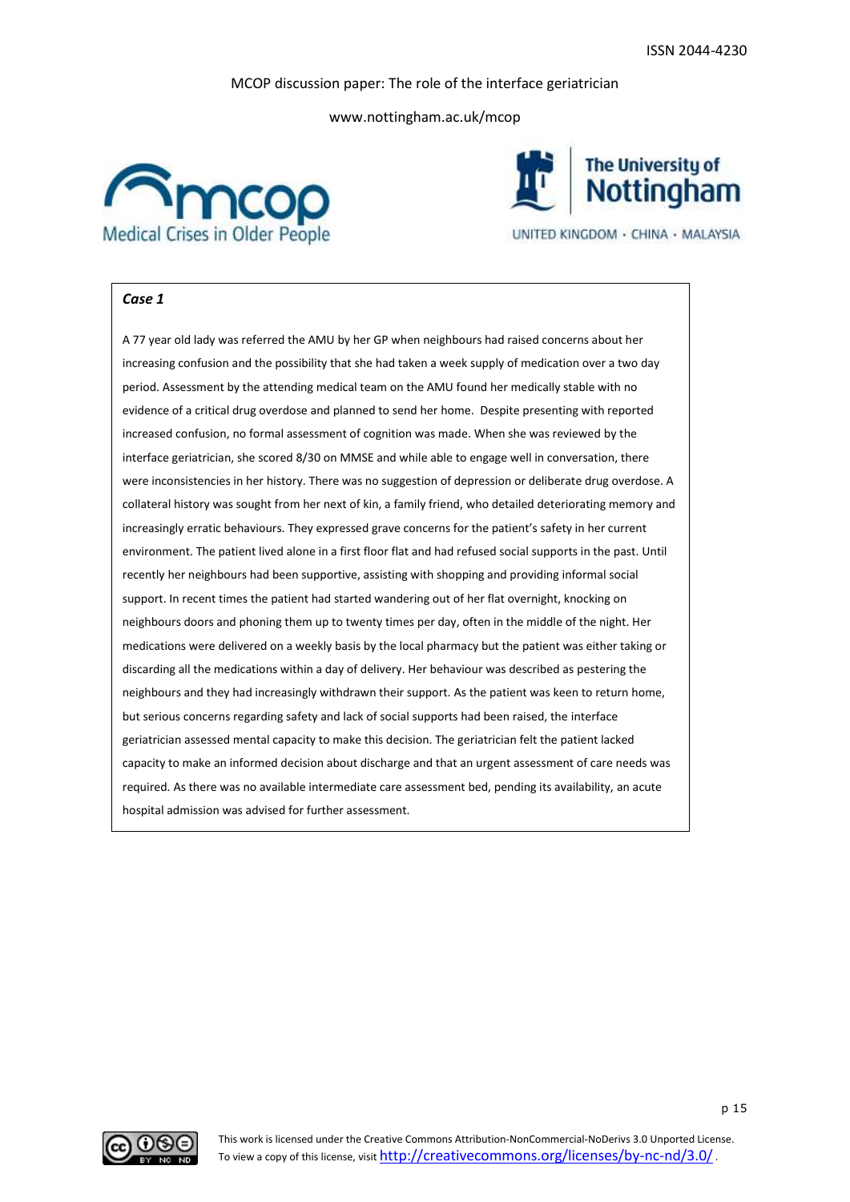***Case 1***

A 77 year old lady was referred the AMU by her GP when neighbours had raised concerns about her increasing confusion and the possibility that she had taken a week supply of medication over a two day period. Assessment by the attending medical team on the AMU found her medically stable with no evidence of a critical drug overdose and planned to send her home. Despite presenting with reported increased confusion, no formal assessment of cognition was made. When she was reviewed by the interface geriatrician, she scored 8/30 on MMSE and while able to engage well in conversation, there were inconsistencies in her history. There was no suggestion of depression or deliberate drug overdose. A collateral history was sought from her next of kin, a family friend, who detailed deteriorating memory and increasingly erratic behaviours. They expressed grave concerns for the patient's safety in her current environment. The patient lived alone in a first floor flat and had refused social supports in the past. Until recently her neighbours had been supportive, assisting with shopping and providing informal social support. In recent times the patient had started wandering out of her flat overnight, knocking on neighbours doors and phoning them up to twenty times per day, often in the middle of the night. Her medications were delivered on a weekly basis by the local pharmacy but the patient was either taking or discarding all the medications within a day of delivery. Her behaviour was described as pestering the neighbours and they had increasingly withdrawn their support. As the patient was keen to return home, but serious concerns regarding safety and lack of social supports had been raised, the interface geriatrician assessed mental capacity to make this decision. The geriatrician felt the patient lacked capacity to make an informed decision about discharge and that an urgent assessment of care needs was required. As there was no available intermediate care assessment bed, pending its availability, an acute hospital admission was advised for further assessment.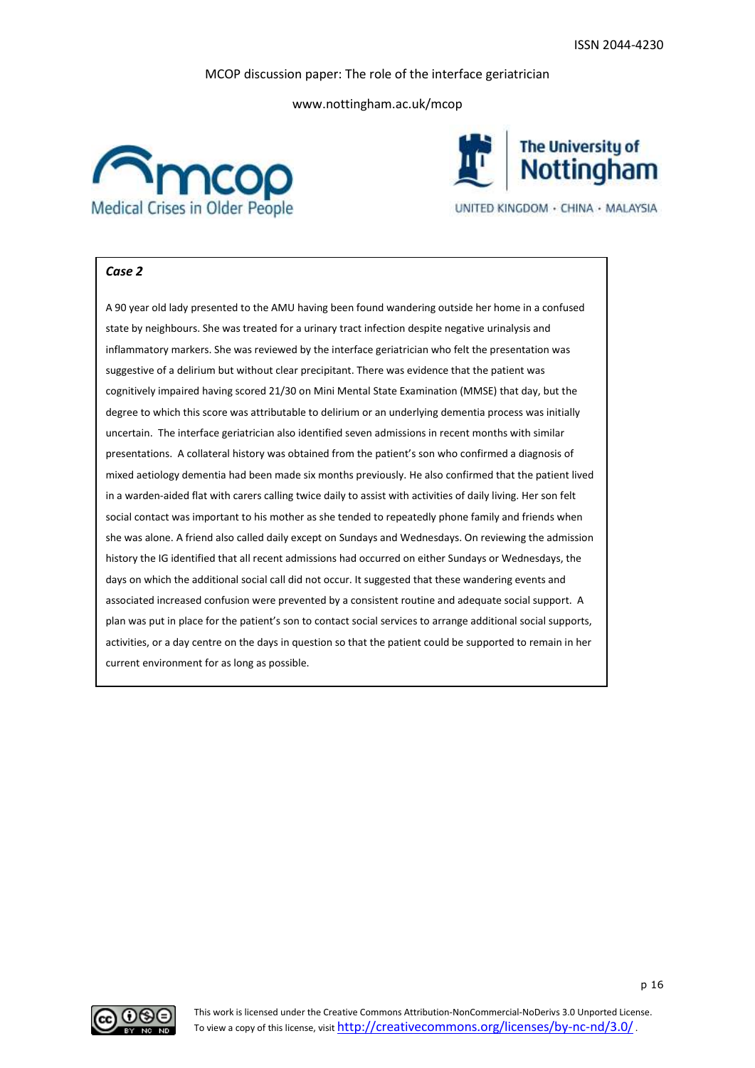***Case 2***

A 90 year old lady presented to the AMU having been found wandering outside her home in a confused state by neighbours. She was treated for a urinary tract infection despite negative urinalysis and inflammatory markers. She was reviewed by the interface geriatrician who felt the presentation was suggestive of a delirium but without clear precipitant. There was evidence that the patient was cognitively impaired having scored 21/30 on Mini Mental State Examination (MMSE) that day, but the degree to which this score was attributable to delirium or an underlying dementia process was initially uncertain. The interface geriatrician also identified seven admissions in recent months with similar presentations. A collateral history was obtained from the patient's son who confirmed a diagnosis of mixed aetiology dementia had been made six months previously. He also confirmed that the patient lived in a warden-aided flat with carers calling twice daily to assist with activities of daily living. Her son felt social contact was important to his mother as she tended to repeatedly phone family and friends when she was alone. A friend also called daily except on Sundays and Wednesdays. On reviewing the admission history the IG identified that all recent admissions had occurred on either Sundays or Wednesdays, the days on which the additional social call did not occur. It suggested that these wandering events and associated increased confusion were prevented by a consistent routine and adequate social support. A plan was put in place for the patient's son to contact social services to arrange additional social supports, activities, or a day centre on the days in question so that the patient could be supported to remain in her current environment for as long as possible.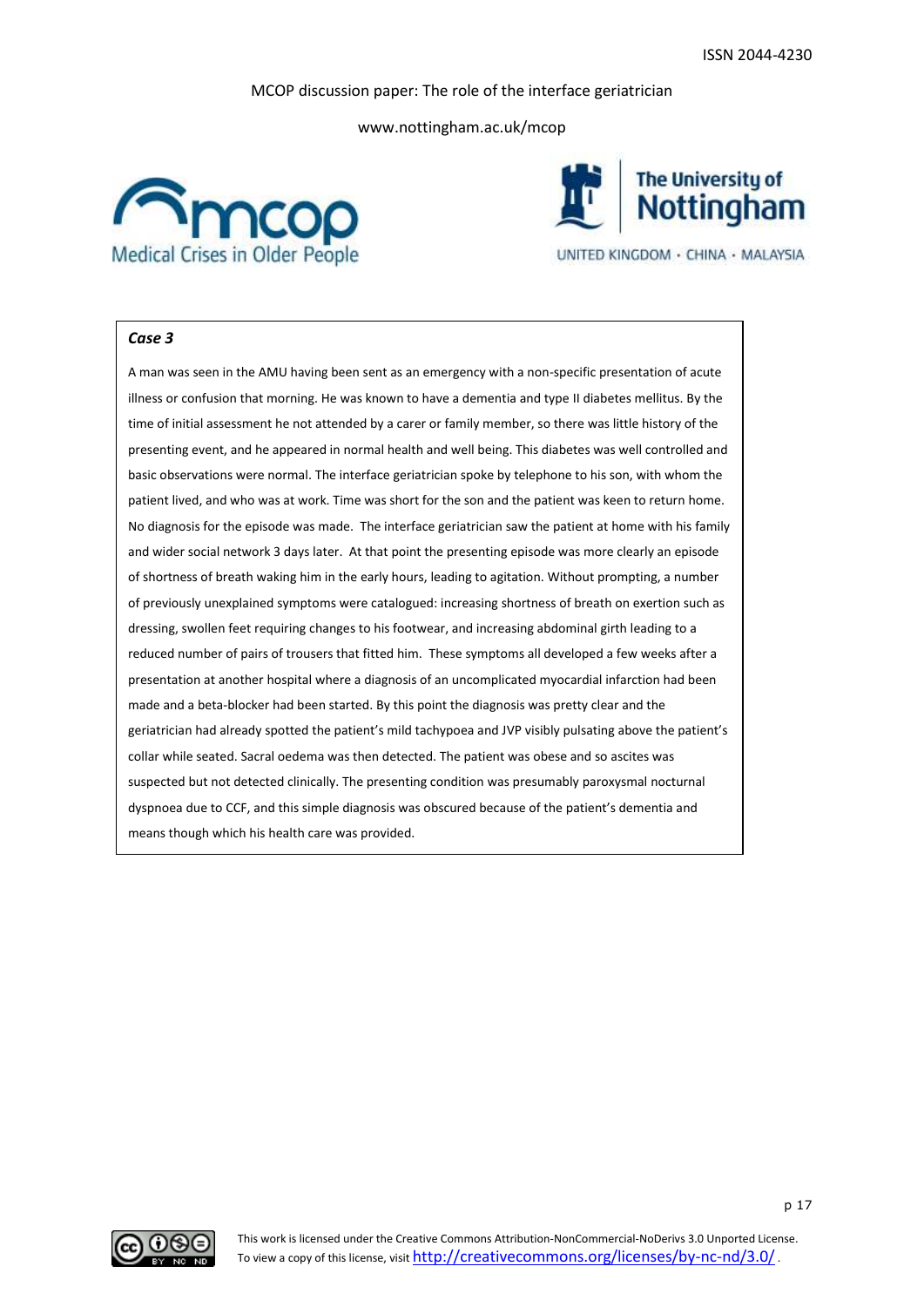***Case 3***

A man was seen in the AMU having been sent as an emergency with a non-specific presentation of acute illness or confusion that morning. He was known to have a dementia and type II diabetes mellitus. By the time of initial assessment he not attended by a carer or family member, so there was little history of the presenting event, and he appeared in normal health and well being. This diabetes was well controlled and basic observations were normal. The interface geriatrician spoke by telephone to his son, with whom the patient lived, and who was at work. Time was short for the son and the patient was keen to return home. No diagnosis for the episode was made. The interface geriatrician saw the patient at home with his family and wider social network 3 days later. At that point the presenting episode was more clearly an episode of shortness of breath waking him in the early hours, leading to agitation. Without prompting, a number of previously unexplained symptoms were catalogued: increasing shortness of breath on exertion such as dressing, swollen feet requiring changes to his footwear, and increasing abdominal girth leading to a reduced number of pairs of trousers that fitted him. These symptoms all developed a few weeks after a presentation at another hospital where a diagnosis of an uncomplicated myocardial infarction had been made and a beta-blocker had been started. By this point the diagnosis was pretty clear and the geriatrician had already spotted the patient's mild tachypoea and JVP visibly pulsating above the patient's collar while seated. Sacral oedema was then detected. The patient was obese and so ascites was suspected but not detected clinically. The presenting condition was presumably paroxysmal nocturnal dyspnoea due to CCF, and this simple diagnosis was obscured because of the patient's dementia and means though which his health care was provided.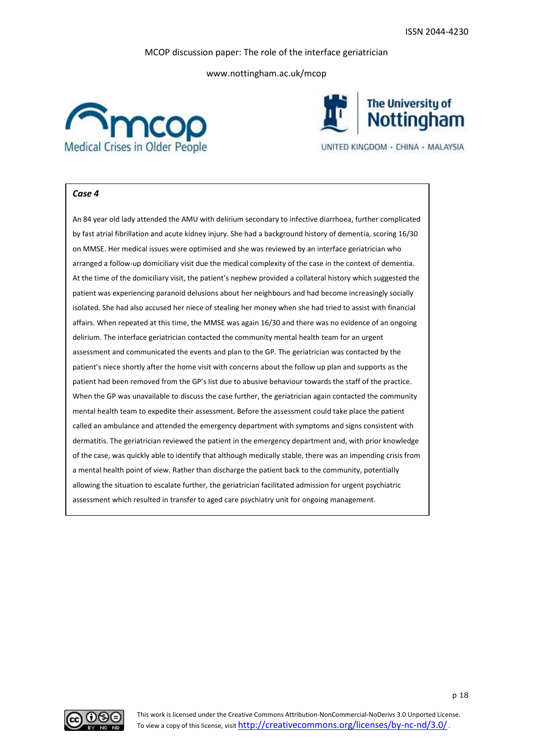***Case 4***

An 84 year old lady attended the AMU with delirium secondary to infective diarrhoea, further complicated by fast atrial fibrillation and acute kidney injury. She had a background history of dementia, scoring 16/30 on MMSE. Her medical issues were optimised and she was reviewed by an interface geriatrician who arranged a follow-up domiciliary visit due the medical complexity of the case in the context of dementia. At the time of the domiciliary visit, the patient's nephew provided a collateral history which suggested the patient was experiencing paranoid delusions about her neighbours and had become increasingly socially isolated. She had also accused her niece of stealing her money when she had tried to assist with financial affairs. When repeated at this time, the MMSE was again 16/30 and there was no evidence of an ongoing delirium. The interface geriatrician contacted the community mental health team for an urgent assessment and communicated the events and plan to the GP. The geriatrician was contacted by the patient's niece shortly after the home visit with concerns about the follow up plan and supports as the patient had been removed from the GP's list due to abusive behaviour towards the staff of the practice. When the GP was unavailable to discuss the case further, the geriatrician again contacted the community mental health team to expedite their assessment. Before the assessment could take place the patient called an ambulance and attended the emergency department with symptoms and signs consistent with dermatitis. The geriatrician reviewed the patient in the emergency department and, with prior knowledge of the case, was quickly able to identify that although medically stable, there was an impending crisis from a mental health point of view. Rather than discharge the patient back to the community, potentially allowing the situation to escalate further, the geriatrician facilitated admission for urgent psychiatric assessment which resulted in transfer to aged care psychiatry unit for ongoing management.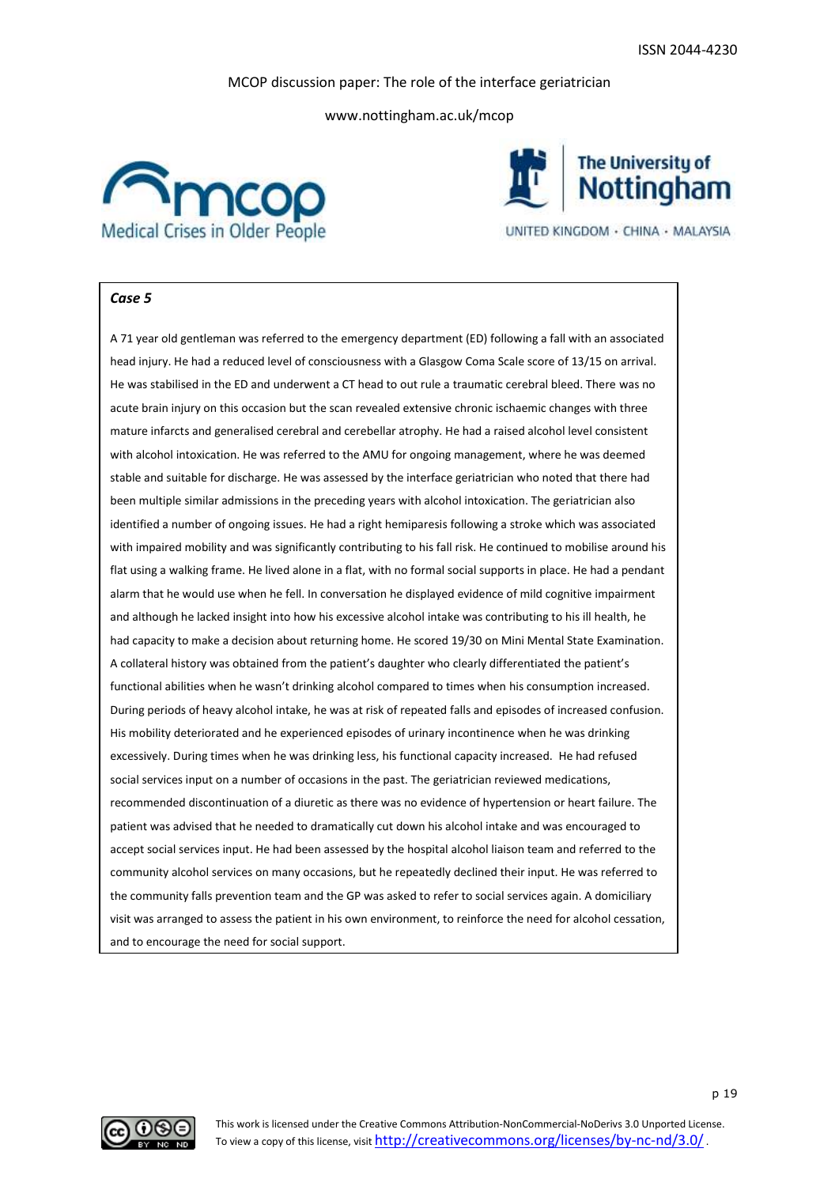***Case 5***

A 71 year old gentleman was referred to the emergency department (ED) following a fall with an associated head injury. He had a reduced level of consciousness with a Glasgow Coma Scale score of 13/15 on arrival. He was stabilised in the ED and underwent a CT head to out rule a traumatic cerebral bleed. There was no acute brain injury on this occasion but the scan revealed extensive chronic ischaemic changes with three mature infarcts and generalised cerebral and cerebellar atrophy. He had a raised alcohol level consistent with alcohol intoxication. He was referred to the AMU for ongoing management, where he was deemed stable and suitable for discharge. He was assessed by the interface geriatrician who noted that there had been multiple similar admissions in the preceding years with alcohol intoxication. The geriatrician also identified a number of ongoing issues. He had a right hemiparesis following a stroke which was associated with impaired mobility and was significantly contributing to his fall risk. He continued to mobilise around his flat using a walking frame. He lived alone in a flat, with no formal social supports in place. He had a pendant alarm that he would use when he fell. In conversation he displayed evidence of mild cognitive impairment and although he lacked insight into how his excessive alcohol intake was contributing to his ill health, he had capacity to make a decision about returning home. He scored 19/30 on Mini Mental State Examination. A collateral history was obtained from the patient's daughter who clearly differentiated the patient's functional abilities when he wasn't drinking alcohol compared to times when his consumption increased. During periods of heavy alcohol intake, he was at risk of repeated falls and episodes of increased confusion. His mobility deteriorated and he experienced episodes of urinary incontinence when he was drinking excessively. During times when he was drinking less, his functional capacity increased. He had refused social services input on a number of occasions in the past. The geriatrician reviewed medications, recommended discontinuation of a diuretic as there was no evidence of hypertension or heart failure. The patient was advised that he needed to dramatically cut down his alcohol intake and was encouraged to accept social services input. He had been assessed by the hospital alcohol liaison team and referred to the community alcohol services on many occasions, but he repeatedly declined their input. He was referred to the community falls prevention team and the GP was asked to refer to social services again. A domiciliary visit was arranged to assess the patient in his own environment, to reinforce the need for alcohol cessation, and to encourage the need for social support.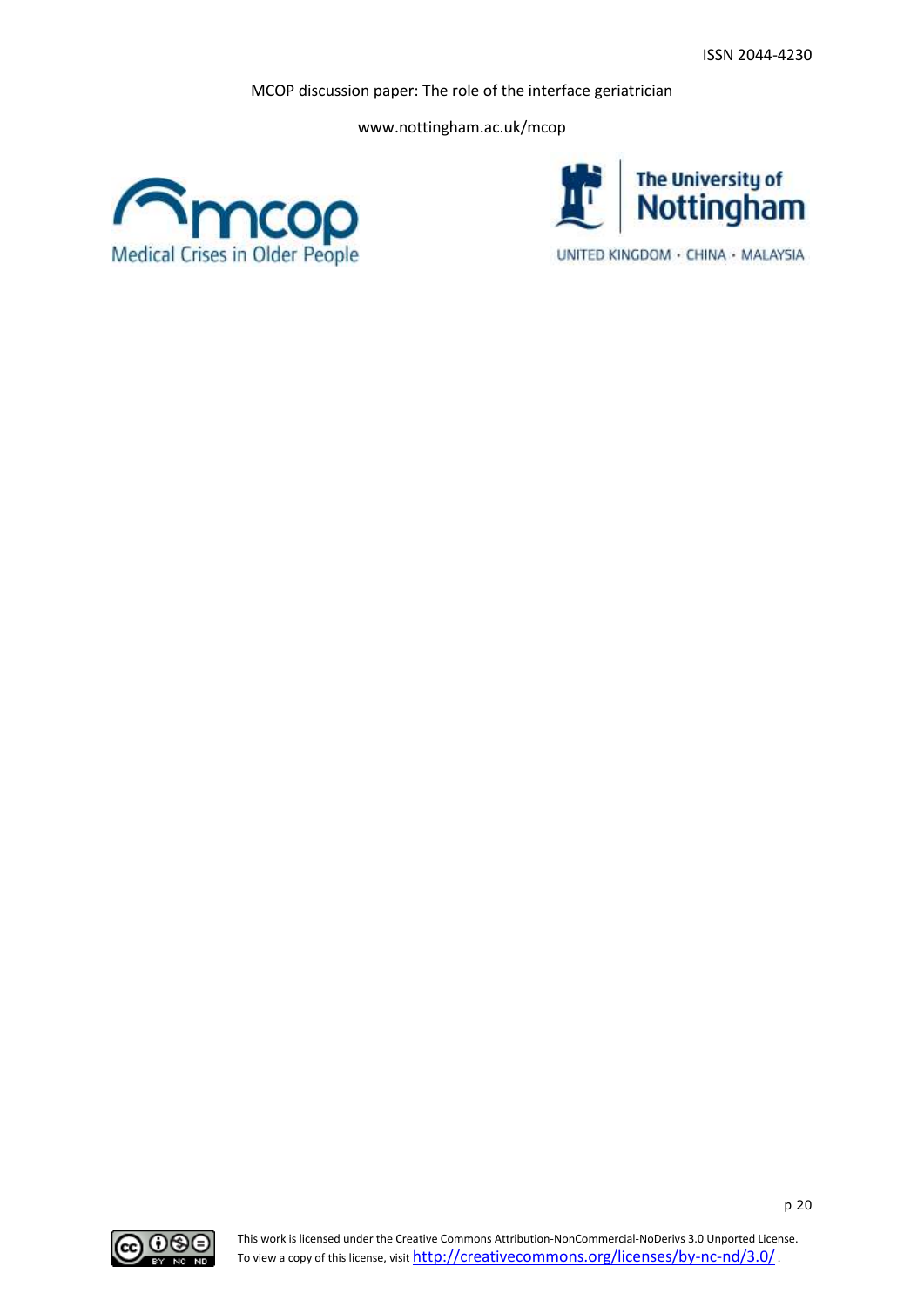ISSN 2044-4230

MCOP discussion paper: The role of the interface geriatrician

www.nottingham.ac.uk/mcop

Medical Crises in Older People

The University of Nottingham

UNITED KINGDOM · CHINA · MALAYSIA

This work is licensed under the Creative Commons Attribution-NonCommercial-NoDerivs 3.0 Unported License. To view a copy of this license, visit http://creativecommons.org/licenses/by-nc-nd/3.0/ .